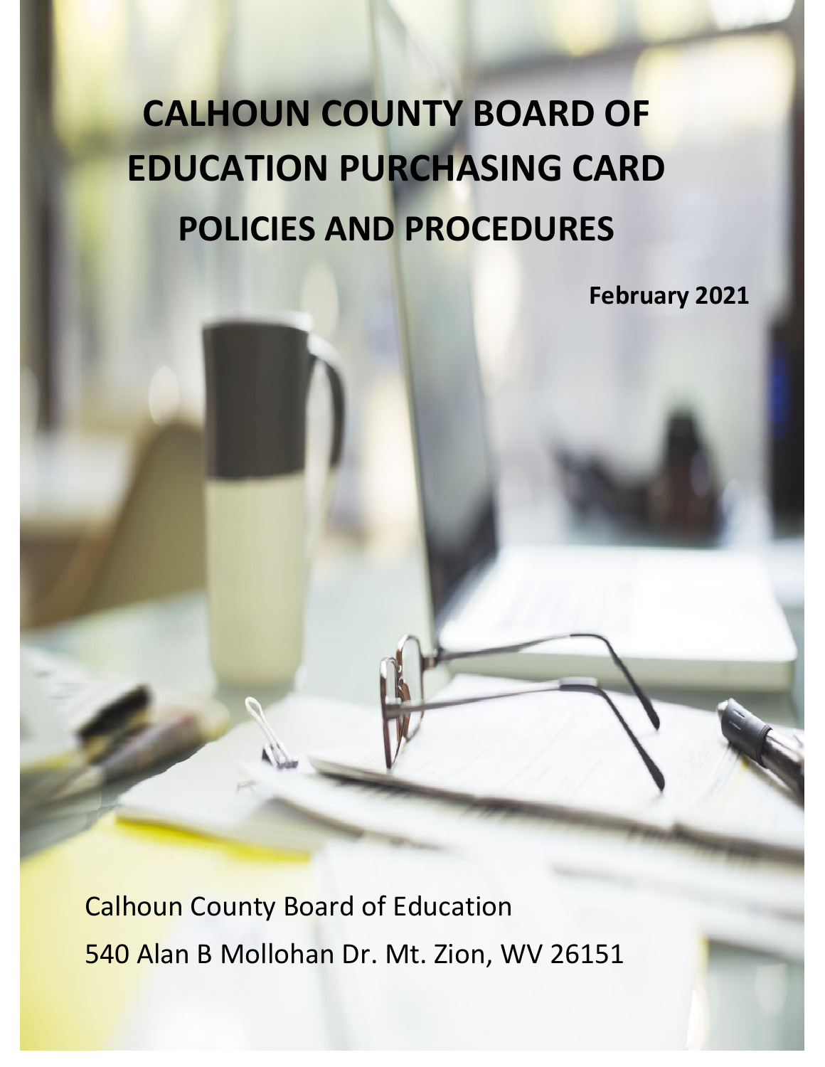# CALHOUN COUNTY BOARD OF EDUCATION PURCHASING CARD POLICIES AND PROCEDURES

**February 2021**

Calhoun County Board of Education

540 Alan B Mollohan Dr. Mt. Zion, WV 26151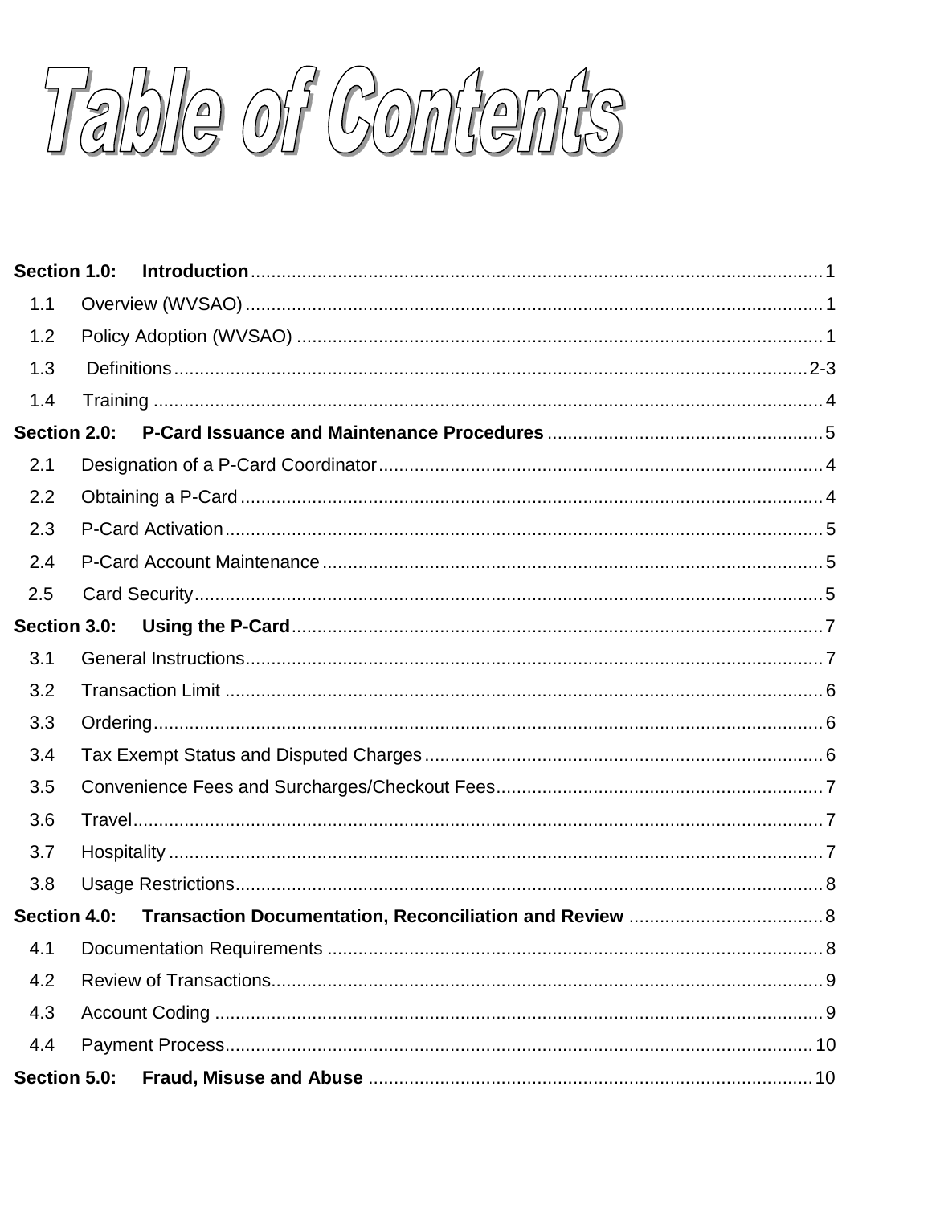# Table of Contents

**Section 1.0: Introduction** .......... 1

- 1.1 Overview (WVSAO) .......... 1
- 1.2 Policy Adoption (WVSAO) .......... 1
- 1.3 Definitions .......... 2-3
- 1.4 Training .......... 4

**Section 2.0: P-Card Issuance and Maintenance Procedures** .......... 5

- 2.1 Designation of a P-Card Coordinator .......... 4
- 2.2 Obtaining a P-Card .......... 4
- 2.3 P-Card Activation .......... 5
- 2.4 P-Card Account Maintenance .......... 5
- 2.5 Card Security .......... 5

**Section 3.0: Using the P-Card** .......... 7

- 3.1 General Instructions .......... 7
- 3.2 Transaction Limit .......... 6
- 3.3 Ordering .......... 6
- 3.4 Tax Exempt Status and Disputed Charges .......... 6
- 3.5 Convenience Fees and Surcharges/Checkout Fees .......... 7
- 3.6 Travel .......... 7
- 3.7 Hospitality .......... 7
- 3.8 Usage Restrictions .......... 8

**Section 4.0: Transaction Documentation, Reconciliation and Review** .......... 8

- 4.1 Documentation Requirements .......... 8
- 4.2 Review of Transactions .......... 9
- 4.3 Account Coding .......... 9
- 4.4 Payment Process .......... 10

**Section 5.0: Fraud, Misuse and Abuse** .......... 10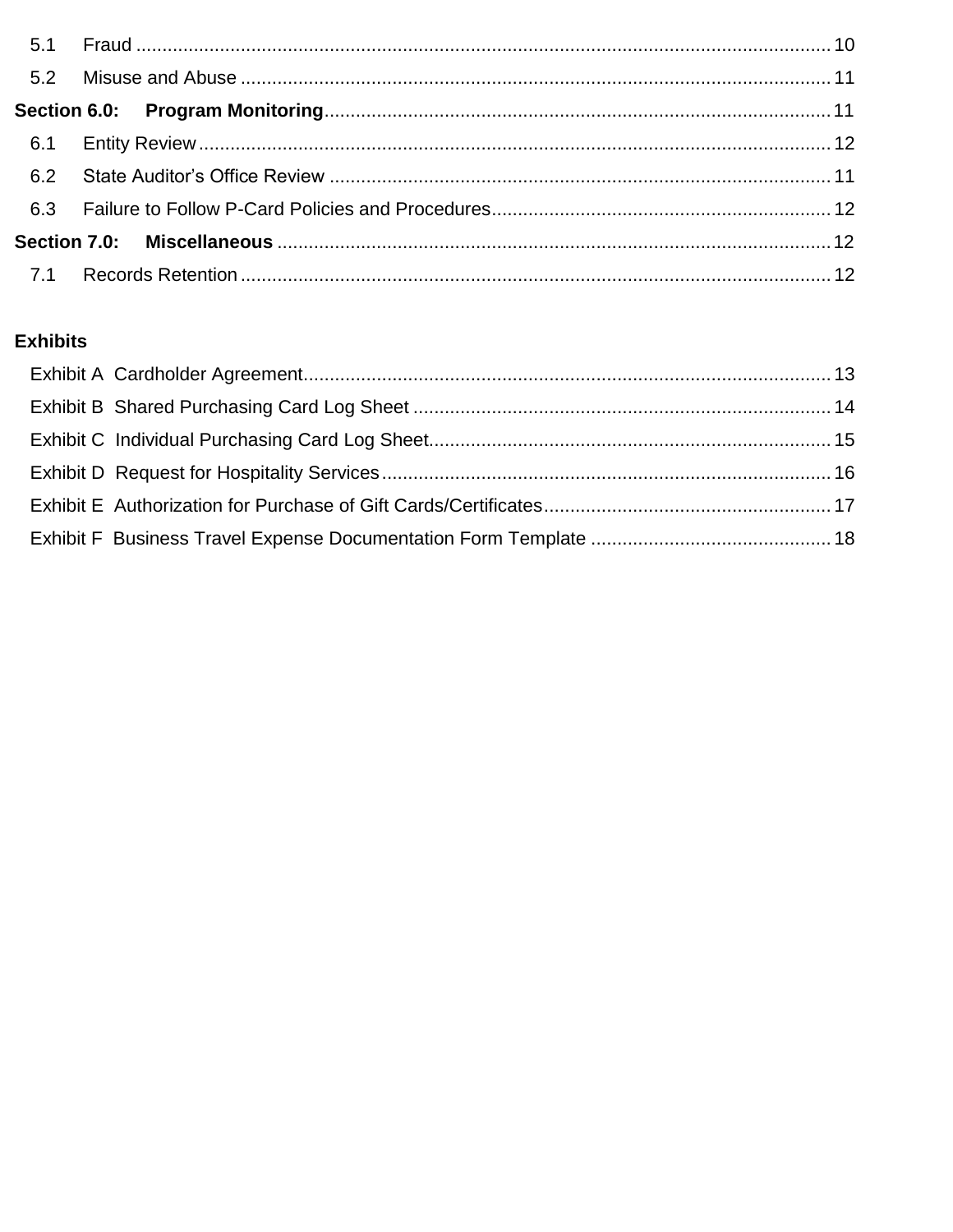5.1 Fraud .......... 10

5.2 Misuse and Abuse .......... 11

**Section 6.0: Program Monitoring** .......... 11

6.1 Entity Review .......... 12

6.2 State Auditor's Office Review .......... 11

6.3 Failure to Follow P-Card Policies and Procedures .......... 12

**Section 7.0: Miscellaneous** .......... 12

7.1 Records Retention .......... 12

**Exhibits**

Exhibit A Cardholder Agreement .......... 13

Exhibit B Shared Purchasing Card Log Sheet .......... 14

Exhibit C Individual Purchasing Card Log Sheet .......... 15

Exhibit D Request for Hospitality Services .......... 16

Exhibit E Authorization for Purchase of Gift Cards/Certificates .......... 17

Exhibit F Business Travel Expense Documentation Form Template .......... 18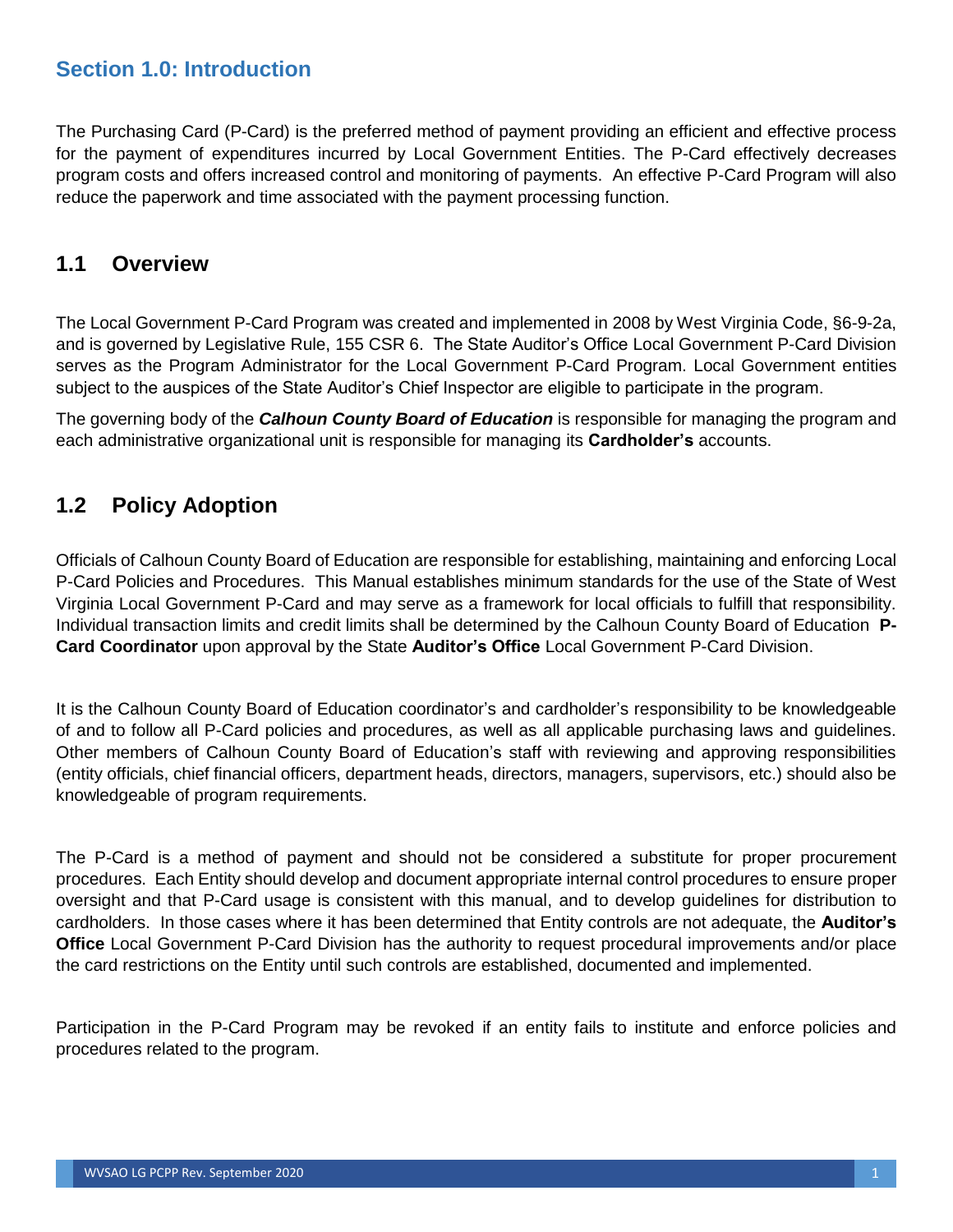## Section 1.0: Introduction

The Purchasing Card (P-Card) is the preferred method of payment providing an efficient and effective process for the payment of expenditures incurred by Local Government Entities. The P-Card effectively decreases program costs and offers increased control and monitoring of payments. An effective P-Card Program will also reduce the paperwork and time associated with the payment processing function.

### 1.1 Overview

The Local Government P-Card Program was created and implemented in 2008 by West Virginia Code, §6-9-2a, and is governed by Legislative Rule, 155 CSR 6. The State Auditor's Office Local Government P-Card Division serves as the Program Administrator for the Local Government P-Card Program. Local Government entities subject to the auspices of the State Auditor's Chief Inspector are eligible to participate in the program.

The governing body of the ***Calhoun County Board of Education*** is responsible for managing the program and each administrative organizational unit is responsible for managing its **Cardholder's** accounts.

### 1.2 Policy Adoption

Officials of Calhoun County Board of Education are responsible for establishing, maintaining and enforcing Local P-Card Policies and Procedures. This Manual establishes minimum standards for the use of the State of West Virginia Local Government P-Card and may serve as a framework for local officials to fulfill that responsibility. Individual transaction limits and credit limits shall be determined by the Calhoun County Board of Education **P-Card Coordinator** upon approval by the State **Auditor's Office** Local Government P-Card Division.

It is the Calhoun County Board of Education coordinator's and cardholder's responsibility to be knowledgeable of and to follow all P-Card policies and procedures, as well as all applicable purchasing laws and guidelines. Other members of Calhoun County Board of Education's staff with reviewing and approving responsibilities (entity officials, chief financial officers, department heads, directors, managers, supervisors, etc.) should also be knowledgeable of program requirements.

The P-Card is a method of payment and should not be considered a substitute for proper procurement procedures. Each Entity should develop and document appropriate internal control procedures to ensure proper oversight and that P-Card usage is consistent with this manual, and to develop guidelines for distribution to cardholders. In those cases where it has been determined that Entity controls are not adequate, the **Auditor's Office** Local Government P-Card Division has the authority to request procedural improvements and/or place the card restrictions on the Entity until such controls are established, documented and implemented.

Participation in the P-Card Program may be revoked if an entity fails to institute and enforce policies and procedures related to the program.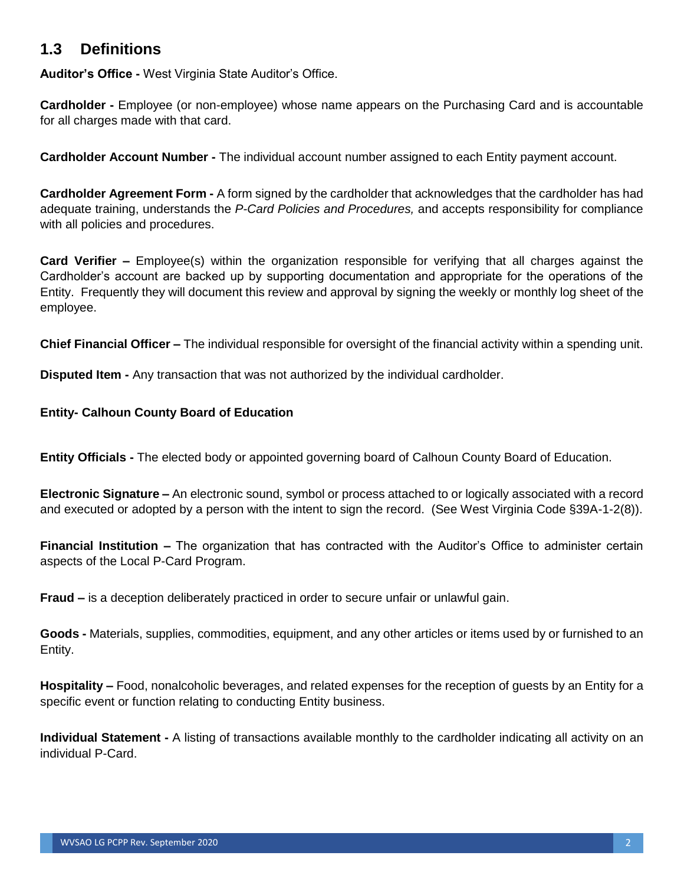## 1.3 Definitions

**Auditor's Office -** West Virginia State Auditor's Office.

**Cardholder -** Employee (or non-employee) whose name appears on the Purchasing Card and is accountable for all charges made with that card.

**Cardholder Account Number -** The individual account number assigned to each Entity payment account.

**Cardholder Agreement Form -** A form signed by the cardholder that acknowledges that the cardholder has had adequate training, understands the *P-Card Policies and Procedures,* and accepts responsibility for compliance with all policies and procedures.

**Card Verifier –** Employee(s) within the organization responsible for verifying that all charges against the Cardholder's account are backed up by supporting documentation and appropriate for the operations of the Entity. Frequently they will document this review and approval by signing the weekly or monthly log sheet of the employee.

**Chief Financial Officer –** The individual responsible for oversight of the financial activity within a spending unit.

**Disputed Item -** Any transaction that was not authorized by the individual cardholder.

**Entity- Calhoun County Board of Education**

**Entity Officials -** The elected body or appointed governing board of Calhoun County Board of Education.

**Electronic Signature –** An electronic sound, symbol or process attached to or logically associated with a record and executed or adopted by a person with the intent to sign the record. (See West Virginia Code §39A-1-2(8)).

**Financial Institution –** The organization that has contracted with the Auditor's Office to administer certain aspects of the Local P-Card Program.

**Fraud –** is a deception deliberately practiced in order to secure unfair or unlawful gain.

**Goods -** Materials, supplies, commodities, equipment, and any other articles or items used by or furnished to an Entity.

**Hospitality –** Food, nonalcoholic beverages, and related expenses for the reception of guests by an Entity for a specific event or function relating to conducting Entity business.

**Individual Statement -** A listing of transactions available monthly to the cardholder indicating all activity on an individual P-Card.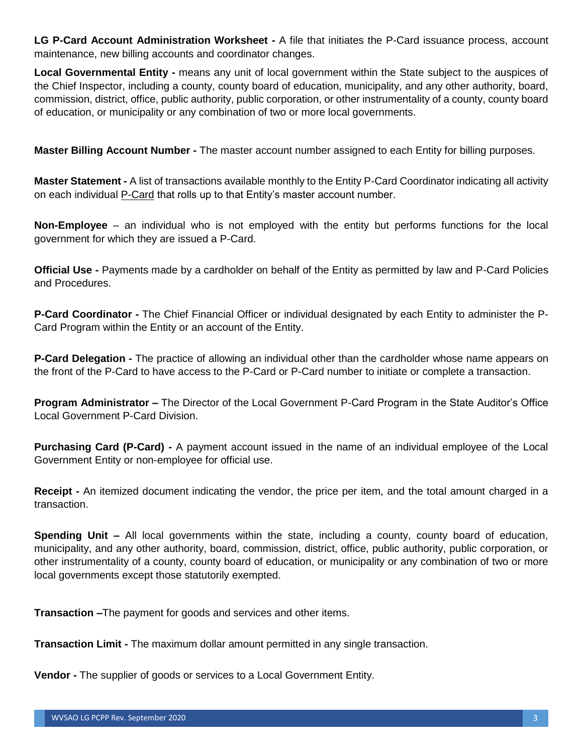**LG P-Card Account Administration Worksheet -** A file that initiates the P-Card issuance process, account maintenance, new billing accounts and coordinator changes.

**Local Governmental Entity -** means any unit of local government within the State subject to the auspices of the Chief Inspector, including a county, county board of education, municipality, and any other authority, board, commission, district, office, public authority, public corporation, or other instrumentality of a county, county board of education, or municipality or any combination of two or more local governments.

**Master Billing Account Number -** The master account number assigned to each Entity for billing purposes.

**Master Statement -** A list of transactions available monthly to the Entity P-Card Coordinator indicating all activity on each individual P-Card that rolls up to that Entity's master account number.

**Non-Employee** – an individual who is not employed with the entity but performs functions for the local government for which they are issued a P-Card.

**Official Use -** Payments made by a cardholder on behalf of the Entity as permitted by law and P-Card Policies and Procedures.

**P-Card Coordinator -** The Chief Financial Officer or individual designated by each Entity to administer the P-Card Program within the Entity or an account of the Entity.

**P-Card Delegation -** The practice of allowing an individual other than the cardholder whose name appears on the front of the P-Card to have access to the P-Card or P-Card number to initiate or complete a transaction.

**Program Administrator –** The Director of the Local Government P-Card Program in the State Auditor's Office Local Government P-Card Division.

**Purchasing Card (P-Card) -** A payment account issued in the name of an individual employee of the Local Government Entity or non-employee for official use.

**Receipt -** An itemized document indicating the vendor, the price per item, and the total amount charged in a transaction.

**Spending Unit –** All local governments within the state, including a county, county board of education, municipality, and any other authority, board, commission, district, office, public authority, public corporation, or other instrumentality of a county, county board of education, or municipality or any combination of two or more local governments except those statutorily exempted.

**Transaction –**The payment for goods and services and other items.

**Transaction Limit -** The maximum dollar amount permitted in any single transaction.

**Vendor -** The supplier of goods or services to a Local Government Entity.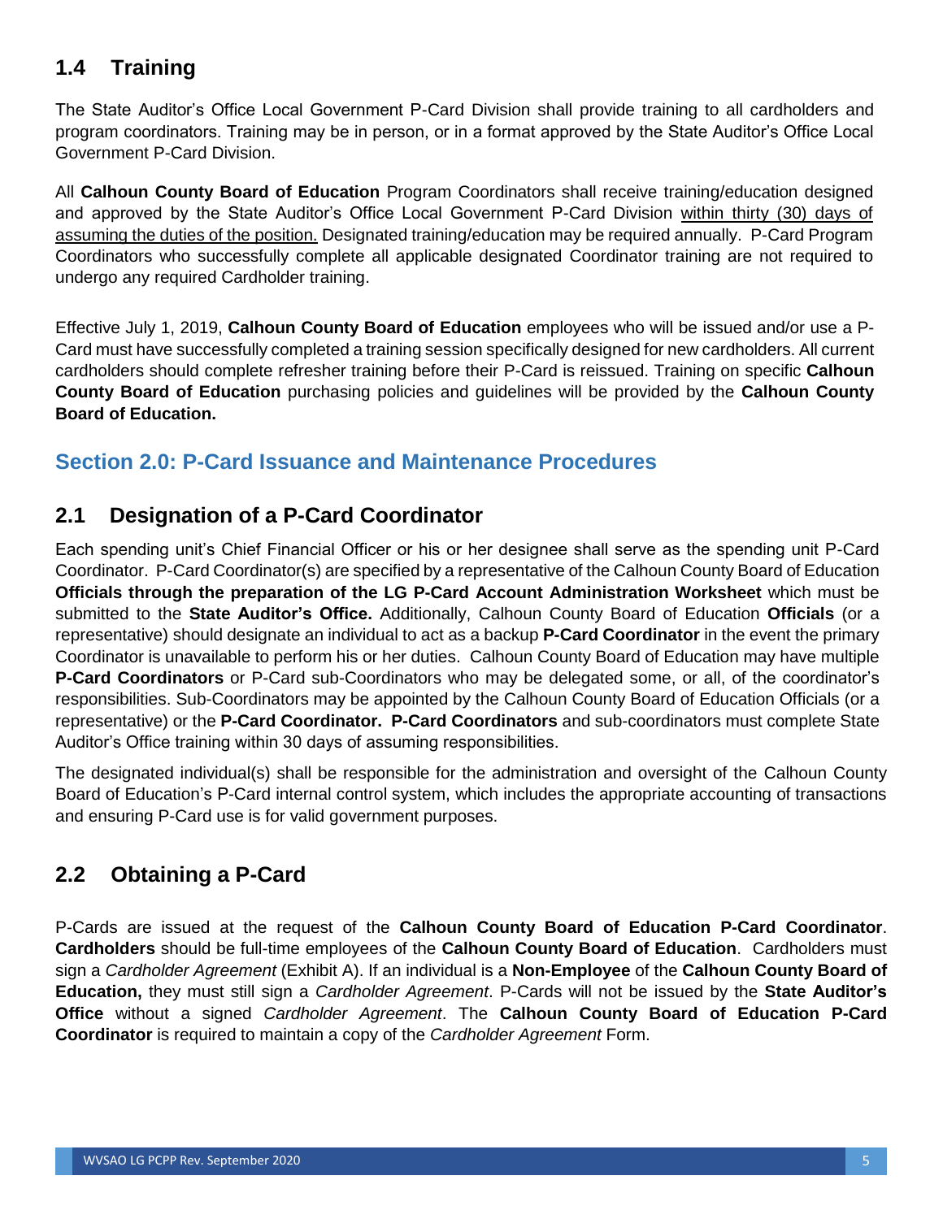## 1.4 Training

The State Auditor's Office Local Government P-Card Division shall provide training to all cardholders and program coordinators. Training may be in person, or in a format approved by the State Auditor's Office Local Government P-Card Division.

All **Calhoun County Board of Education** Program Coordinators shall receive training/education designed and approved by the State Auditor's Office Local Government P-Card Division <u>within thirty (30) days of assuming the duties of the position.</u> Designated training/education may be required annually. P-Card Program Coordinators who successfully complete all applicable designated Coordinator training are not required to undergo any required Cardholder training.

Effective July 1, 2019, **Calhoun County Board of Education** employees who will be issued and/or use a P-Card must have successfully completed a training session specifically designed for new cardholders. All current cardholders should complete refresher training before their P-Card is reissued. Training on specific **Calhoun County Board of Education** purchasing policies and guidelines will be provided by the **Calhoun County Board of Education.**

# Section 2.0: P-Card Issuance and Maintenance Procedures

## 2.1 Designation of a P-Card Coordinator

Each spending unit's Chief Financial Officer or his or her designee shall serve as the spending unit P-Card Coordinator. P-Card Coordinator(s) are specified by a representative of the Calhoun County Board of Education **Officials through the preparation of the LG P-Card Account Administration Worksheet** which must be submitted to the **State Auditor's Office.** Additionally, Calhoun County Board of Education **Officials** (or a representative) should designate an individual to act as a backup **P-Card Coordinator** in the event the primary Coordinator is unavailable to perform his or her duties. Calhoun County Board of Education may have multiple **P-Card Coordinators** or P-Card sub-Coordinators who may be delegated some, or all, of the coordinator's responsibilities. Sub-Coordinators may be appointed by the Calhoun County Board of Education Officials (or a representative) or the **P-Card Coordinator. P-Card Coordinators** and sub-coordinators must complete State Auditor's Office training within 30 days of assuming responsibilities.

The designated individual(s) shall be responsible for the administration and oversight of the Calhoun County Board of Education's P-Card internal control system, which includes the appropriate accounting of transactions and ensuring P-Card use is for valid government purposes.

## 2.2 Obtaining a P-Card

P-Cards are issued at the request of the **Calhoun County Board of Education P-Card Coordinator**. **Cardholders** should be full-time employees of the **Calhoun County Board of Education**. Cardholders must sign a *Cardholder Agreement* (Exhibit A). If an individual is a **Non-Employee** of the **Calhoun County Board of Education,** they must still sign a *Cardholder Agreement*. P-Cards will not be issued by the **State Auditor's Office** without a signed *Cardholder Agreement*. The **Calhoun County Board of Education P-Card Coordinator** is required to maintain a copy of the *Cardholder Agreement* Form.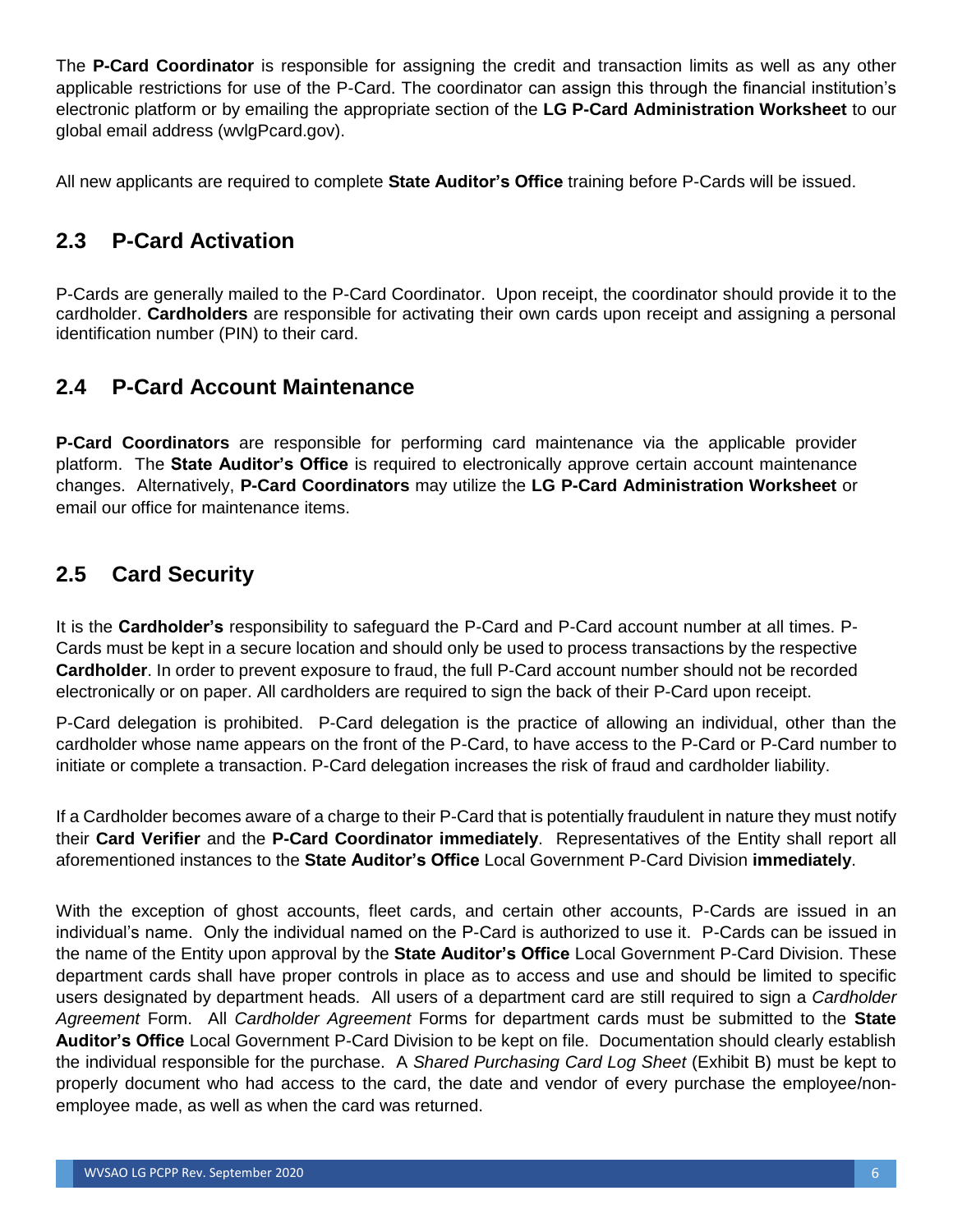The **P-Card Coordinator** is responsible for assigning the credit and transaction limits as well as any other applicable restrictions for use of the P-Card. The coordinator can assign this through the financial institution's electronic platform or by emailing the appropriate section of the **LG P-Card Administration Worksheet** to our global email address (wvlgPcard.gov).

All new applicants are required to complete **State Auditor's Office** training before P-Cards will be issued.

## 2.3 P-Card Activation

P-Cards are generally mailed to the P-Card Coordinator. Upon receipt, the coordinator should provide it to the cardholder. **Cardholders** are responsible for activating their own cards upon receipt and assigning a personal identification number (PIN) to their card.

## 2.4 P-Card Account Maintenance

**P-Card Coordinators** are responsible for performing card maintenance via the applicable provider platform. The **State Auditor's Office** is required to electronically approve certain account maintenance changes. Alternatively, **P-Card Coordinators** may utilize the **LG P-Card Administration Worksheet** or email our office for maintenance items.

## 2.5 Card Security

It is the **Cardholder's** responsibility to safeguard the P-Card and P-Card account number at all times. P-Cards must be kept in a secure location and should only be used to process transactions by the respective **Cardholder**. In order to prevent exposure to fraud, the full P-Card account number should not be recorded electronically or on paper. All cardholders are required to sign the back of their P-Card upon receipt.

P-Card delegation is prohibited. P-Card delegation is the practice of allowing an individual, other than the cardholder whose name appears on the front of the P-Card, to have access to the P-Card or P-Card number to initiate or complete a transaction. P-Card delegation increases the risk of fraud and cardholder liability.

If a Cardholder becomes aware of a charge to their P-Card that is potentially fraudulent in nature they must notify their **Card Verifier** and the **P-Card Coordinator immediately**. Representatives of the Entity shall report all aforementioned instances to the **State Auditor's Office** Local Government P-Card Division **immediately**.

With the exception of ghost accounts, fleet cards, and certain other accounts, P-Cards are issued in an individual's name. Only the individual named on the P-Card is authorized to use it. P-Cards can be issued in the name of the Entity upon approval by the **State Auditor's Office** Local Government P-Card Division. These department cards shall have proper controls in place as to access and use and should be limited to specific users designated by department heads. All users of a department card are still required to sign a *Cardholder Agreement* Form. All *Cardholder Agreement* Forms for department cards must be submitted to the **State Auditor's Office** Local Government P-Card Division to be kept on file. Documentation should clearly establish the individual responsible for the purchase. A *Shared Purchasing Card Log Sheet* (Exhibit B) must be kept to properly document who had access to the card, the date and vendor of every purchase the employee/non-employee made, as well as when the card was returned.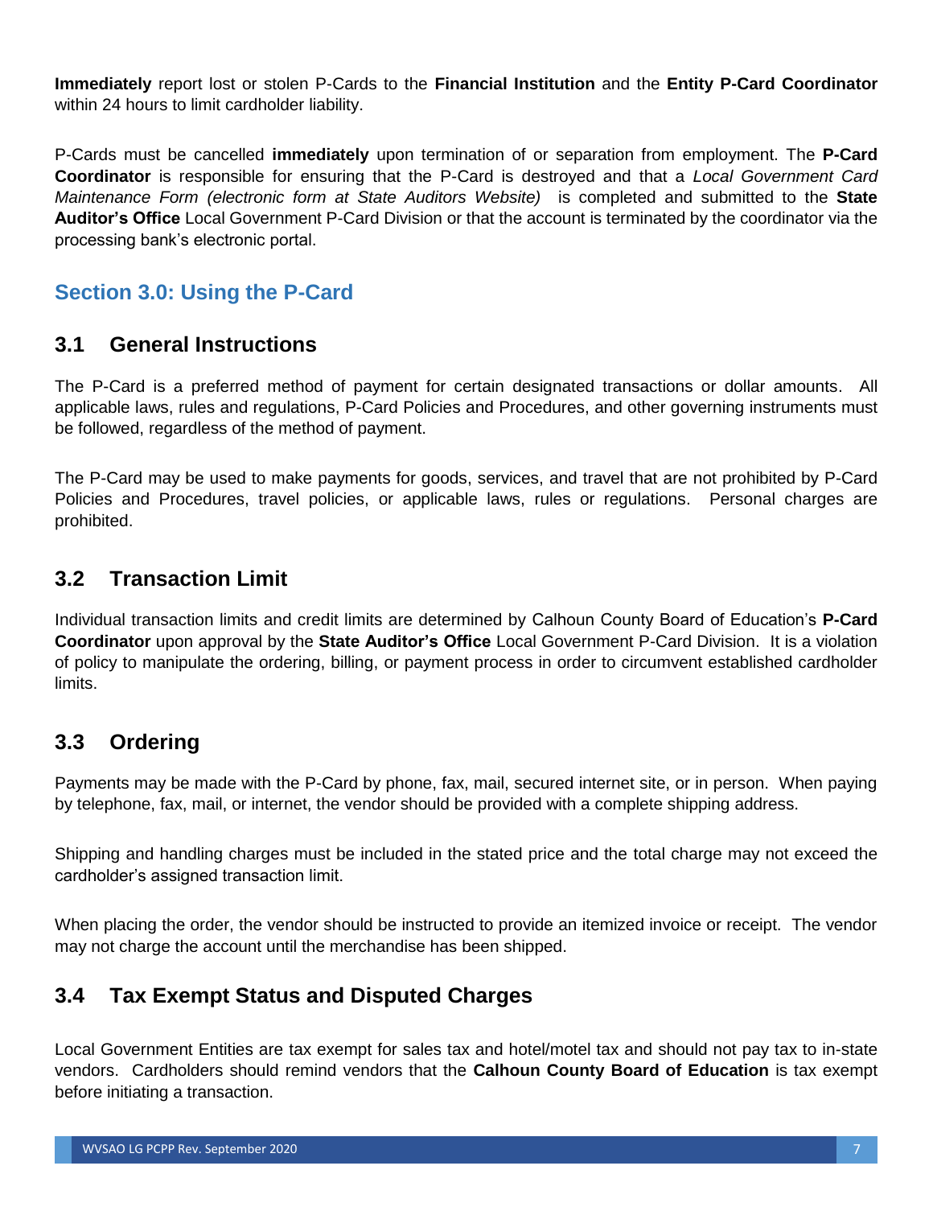**Immediately** report lost or stolen P-Cards to the **Financial Institution** and the **Entity P-Card Coordinator** within 24 hours to limit cardholder liability.

P-Cards must be cancelled **immediately** upon termination of or separation from employment. The **P-Card Coordinator** is responsible for ensuring that the P-Card is destroyed and that a *Local Government Card Maintenance Form (electronic form at State Auditors Website)* is completed and submitted to the **State Auditor's Office** Local Government P-Card Division or that the account is terminated by the coordinator via the processing bank's electronic portal.

## Section 3.0: Using the P-Card

### 3.1 General Instructions

The P-Card is a preferred method of payment for certain designated transactions or dollar amounts. All applicable laws, rules and regulations, P-Card Policies and Procedures, and other governing instruments must be followed, regardless of the method of payment.

The P-Card may be used to make payments for goods, services, and travel that are not prohibited by P-Card Policies and Procedures, travel policies, or applicable laws, rules or regulations. Personal charges are prohibited.

### 3.2 Transaction Limit

Individual transaction limits and credit limits are determined by Calhoun County Board of Education's **P-Card Coordinator** upon approval by the **State Auditor's Office** Local Government P-Card Division. It is a violation of policy to manipulate the ordering, billing, or payment process in order to circumvent established cardholder limits.

### 3.3 Ordering

Payments may be made with the P-Card by phone, fax, mail, secured internet site, or in person. When paying by telephone, fax, mail, or internet, the vendor should be provided with a complete shipping address.

Shipping and handling charges must be included in the stated price and the total charge may not exceed the cardholder's assigned transaction limit.

When placing the order, the vendor should be instructed to provide an itemized invoice or receipt. The vendor may not charge the account until the merchandise has been shipped.

### 3.4 Tax Exempt Status and Disputed Charges

Local Government Entities are tax exempt for sales tax and hotel/motel tax and should not pay tax to in-state vendors. Cardholders should remind vendors that the **Calhoun County Board of Education** is tax exempt before initiating a transaction.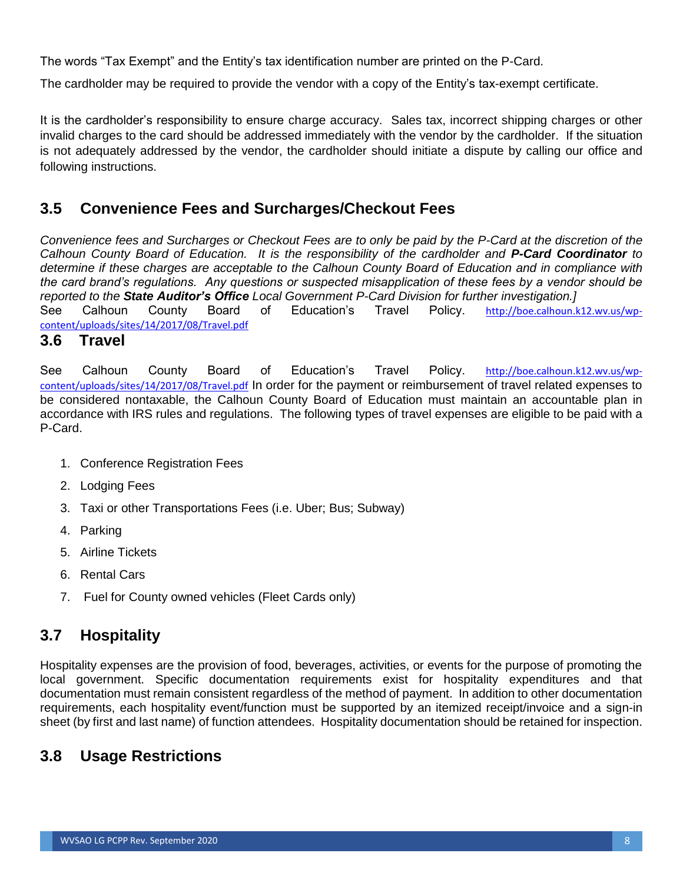The words “Tax Exempt” and the Entity’s tax identification number are printed on the P-Card.

The cardholder may be required to provide the vendor with a copy of the Entity’s tax-exempt certificate.

It is the cardholder’s responsibility to ensure charge accuracy. Sales tax, incorrect shipping charges or other invalid charges to the card should be addressed immediately with the vendor by the cardholder. If the situation is not adequately addressed by the vendor, the cardholder should initiate a dispute by calling our office and following instructions.

## 3.5 Convenience Fees and Surcharges/Checkout Fees

*Convenience fees and Surcharges or Checkout Fees are to only be paid by the P-Card at the discretion of the Calhoun County Board of Education. It is the responsibility of the cardholder and **P-Card Coordinator** to determine if these charges are acceptable to the Calhoun County Board of Education and in compliance with the card brand’s regulations. Any questions or suspected misapplication of these fees by a vendor should be reported to the **State Auditor’s Office** Local Government P-Card Division for further investigation.]*
See Calhoun County Board of Education’s Travel Policy. http://boe.calhoun.k12.wv.us/wp-content/uploads/sites/14/2017/08/Travel.pdf

## 3.6 Travel

See Calhoun County Board of Education’s Travel Policy. http://boe.calhoun.k12.wv.us/wp-content/uploads/sites/14/2017/08/Travel.pdf In order for the payment or reimbursement of travel related expenses to be considered nontaxable, the Calhoun County Board of Education must maintain an accountable plan in accordance with IRS rules and regulations. The following types of travel expenses are eligible to be paid with a P-Card.

1. Conference Registration Fees
2. Lodging Fees
3. Taxi or other Transportations Fees (i.e. Uber; Bus; Subway)
4. Parking
5. Airline Tickets
6. Rental Cars
7. Fuel for County owned vehicles (Fleet Cards only)

## 3.7 Hospitality

Hospitality expenses are the provision of food, beverages, activities, or events for the purpose of promoting the local government. Specific documentation requirements exist for hospitality expenditures and that documentation must remain consistent regardless of the method of payment. In addition to other documentation requirements, each hospitality event/function must be supported by an itemized receipt/invoice and a sign-in sheet (by first and last name) of function attendees. Hospitality documentation should be retained for inspection.

## 3.8 Usage Restrictions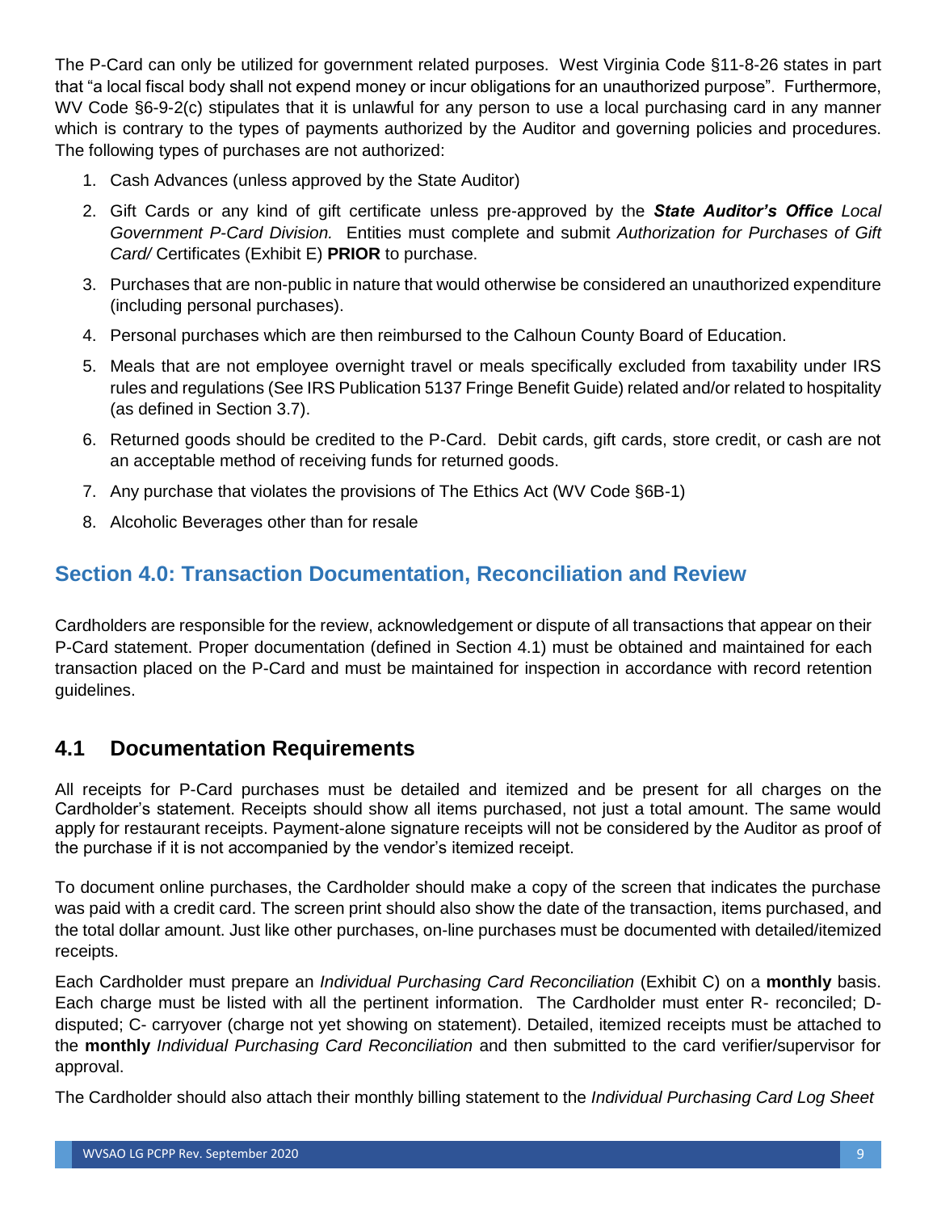The P-Card can only be utilized for government related purposes. West Virginia Code §11-8-26 states in part that "a local fiscal body shall not expend money or incur obligations for an unauthorized purpose". Furthermore, WV Code §6-9-2(c) stipulates that it is unlawful for any person to use a local purchasing card in any manner which is contrary to the types of payments authorized by the Auditor and governing policies and procedures. The following types of purchases are not authorized:

1. Cash Advances (unless approved by the State Auditor)
2. Gift Cards or any kind of gift certificate unless pre-approved by the ***State Auditor's Office*** *Local Government P-Card Division.* Entities must complete and submit *Authorization for Purchases of Gift Card/* Certificates (Exhibit E) **PRIOR** to purchase.
3. Purchases that are non-public in nature that would otherwise be considered an unauthorized expenditure (including personal purchases).
4. Personal purchases which are then reimbursed to the Calhoun County Board of Education.
5. Meals that are not employee overnight travel or meals specifically excluded from taxability under IRS rules and regulations (See IRS Publication 5137 Fringe Benefit Guide) related and/or related to hospitality (as defined in Section 3.7).
6. Returned goods should be credited to the P-Card. Debit cards, gift cards, store credit, or cash are not an acceptable method of receiving funds for returned goods.
7. Any purchase that violates the provisions of The Ethics Act (WV Code §6B-1)
8. Alcoholic Beverages other than for resale

## Section 4.0: Transaction Documentation, Reconciliation and Review

Cardholders are responsible for the review, acknowledgement or dispute of all transactions that appear on their P-Card statement. Proper documentation (defined in Section 4.1) must be obtained and maintained for each transaction placed on the P-Card and must be maintained for inspection in accordance with record retention guidelines.

### 4.1 Documentation Requirements

All receipts for P-Card purchases must be detailed and itemized and be present for all charges on the Cardholder's statement. Receipts should show all items purchased, not just a total amount. The same would apply for restaurant receipts. Payment-alone signature receipts will not be considered by the Auditor as proof of the purchase if it is not accompanied by the vendor's itemized receipt.

To document online purchases, the Cardholder should make a copy of the screen that indicates the purchase was paid with a credit card. The screen print should also show the date of the transaction, items purchased, and the total dollar amount. Just like other purchases, on-line purchases must be documented with detailed/itemized receipts.

Each Cardholder must prepare an *Individual Purchasing Card Reconciliation* (Exhibit C) on a **monthly** basis. Each charge must be listed with all the pertinent information. The Cardholder must enter R- reconciled; D- disputed; C- carryover (charge not yet showing on statement). Detailed, itemized receipts must be attached to the **monthly** *Individual Purchasing Card Reconciliation* and then submitted to the card verifier/supervisor for approval.

The Cardholder should also attach their monthly billing statement to the *Individual Purchasing Card Log Sheet*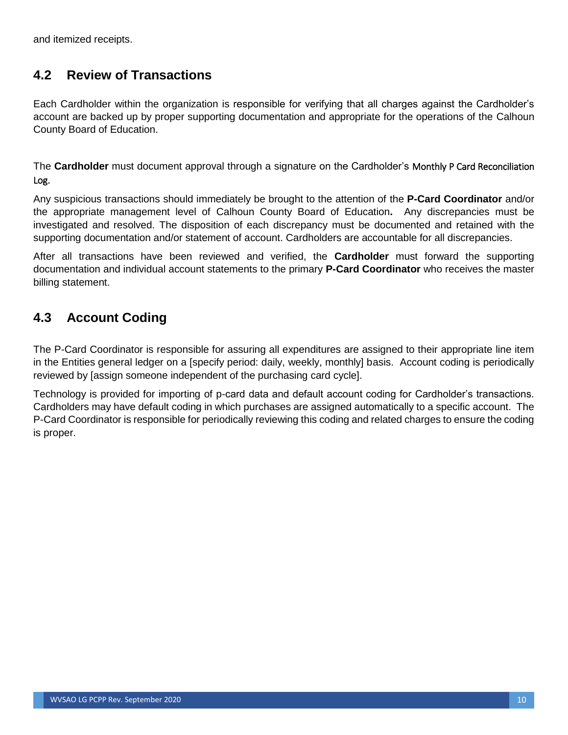and itemized receipts.

## 4.2 Review of Transactions

Each Cardholder within the organization is responsible for verifying that all charges against the Cardholder's account are backed up by proper supporting documentation and appropriate for the operations of the Calhoun County Board of Education.

The **Cardholder** must document approval through a signature on the Cardholder's Monthly P Card Reconciliation Log.

Any suspicious transactions should immediately be brought to the attention of the **P-Card Coordinator** and/or the appropriate management level of Calhoun County Board of Education**.** Any discrepancies must be investigated and resolved. The disposition of each discrepancy must be documented and retained with the supporting documentation and/or statement of account. Cardholders are accountable for all discrepancies.

After all transactions have been reviewed and verified, the **Cardholder** must forward the supporting documentation and individual account statements to the primary **P-Card Coordinator** who receives the master billing statement.

## 4.3 Account Coding

The P-Card Coordinator is responsible for assuring all expenditures are assigned to their appropriate line item in the Entities general ledger on a [specify period: daily, weekly, monthly] basis. Account coding is periodically reviewed by [assign someone independent of the purchasing card cycle].

Technology is provided for importing of p-card data and default account coding for Cardholder's transactions. Cardholders may have default coding in which purchases are assigned automatically to a specific account. The P-Card Coordinator is responsible for periodically reviewing this coding and related charges to ensure the coding is proper.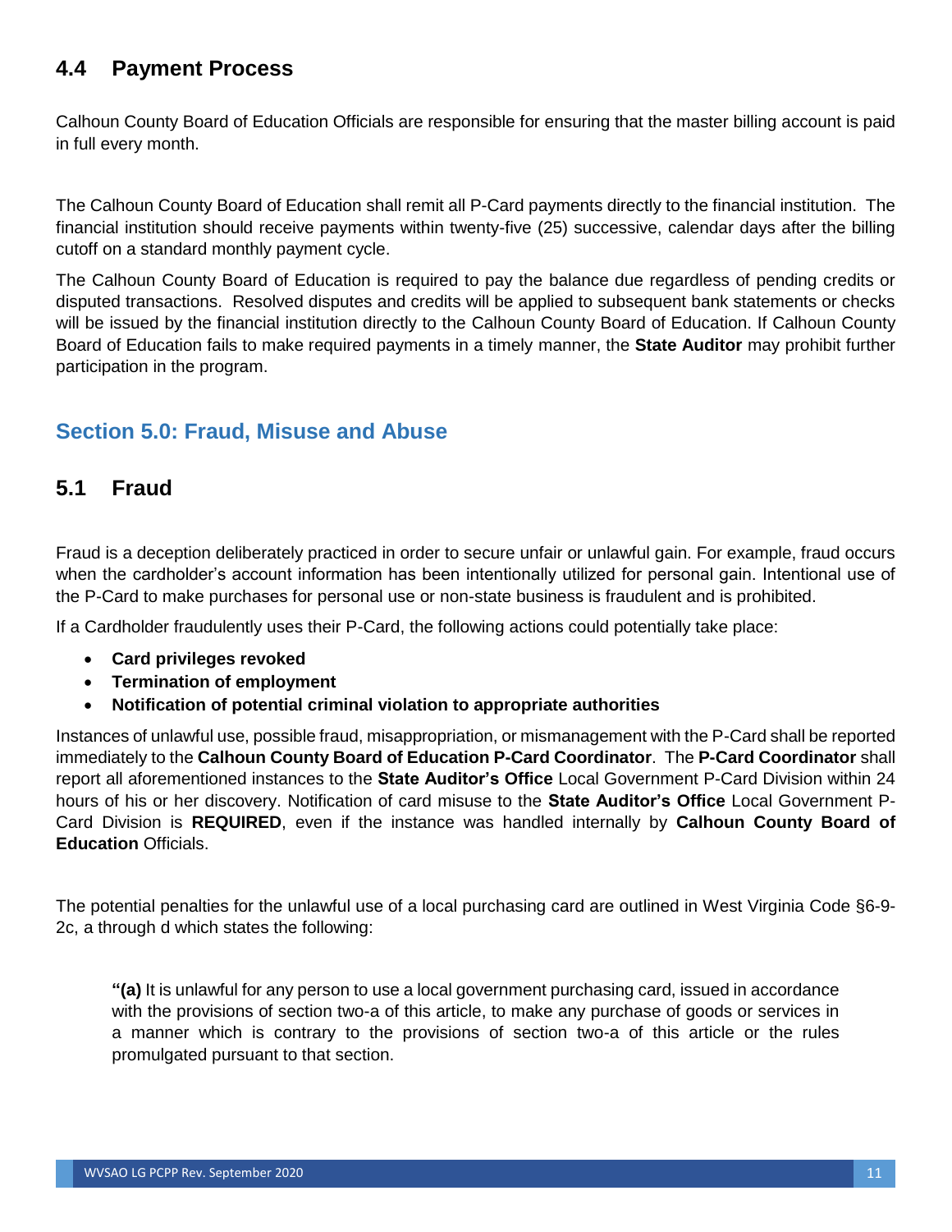## 4.4 Payment Process

Calhoun County Board of Education Officials are responsible for ensuring that the master billing account is paid in full every month.

The Calhoun County Board of Education shall remit all P-Card payments directly to the financial institution. The financial institution should receive payments within twenty-five (25) successive, calendar days after the billing cutoff on a standard monthly payment cycle.

The Calhoun County Board of Education is required to pay the balance due regardless of pending credits or disputed transactions. Resolved disputes and credits will be applied to subsequent bank statements or checks will be issued by the financial institution directly to the Calhoun County Board of Education. If Calhoun County Board of Education fails to make required payments in a timely manner, the **State Auditor** may prohibit further participation in the program.

# Section 5.0: Fraud, Misuse and Abuse

## 5.1 Fraud

Fraud is a deception deliberately practiced in order to secure unfair or unlawful gain. For example, fraud occurs when the cardholder's account information has been intentionally utilized for personal gain. Intentional use of the P-Card to make purchases for personal use or non-state business is fraudulent and is prohibited.

If a Cardholder fraudulently uses their P-Card, the following actions could potentially take place:

- **Card privileges revoked**
- **Termination of employment**
- **Notification of potential criminal violation to appropriate authorities**

Instances of unlawful use, possible fraud, misappropriation, or mismanagement with the P-Card shall be reported immediately to the **Calhoun County Board of Education P-Card Coordinator**. The **P-Card Coordinator** shall report all aforementioned instances to the **State Auditor's Office** Local Government P-Card Division within 24 hours of his or her discovery. Notification of card misuse to the **State Auditor's Office** Local Government P-Card Division is **REQUIRED**, even if the instance was handled internally by **Calhoun County Board of Education** Officials.

The potential penalties for the unlawful use of a local purchasing card are outlined in West Virginia Code §6-9-2c, a through d which states the following:

> **"(a)** It is unlawful for any person to use a local government purchasing card, issued in accordance with the provisions of section two-a of this article, to make any purchase of goods or services in a manner which is contrary to the provisions of section two-a of this article or the rules promulgated pursuant to that section.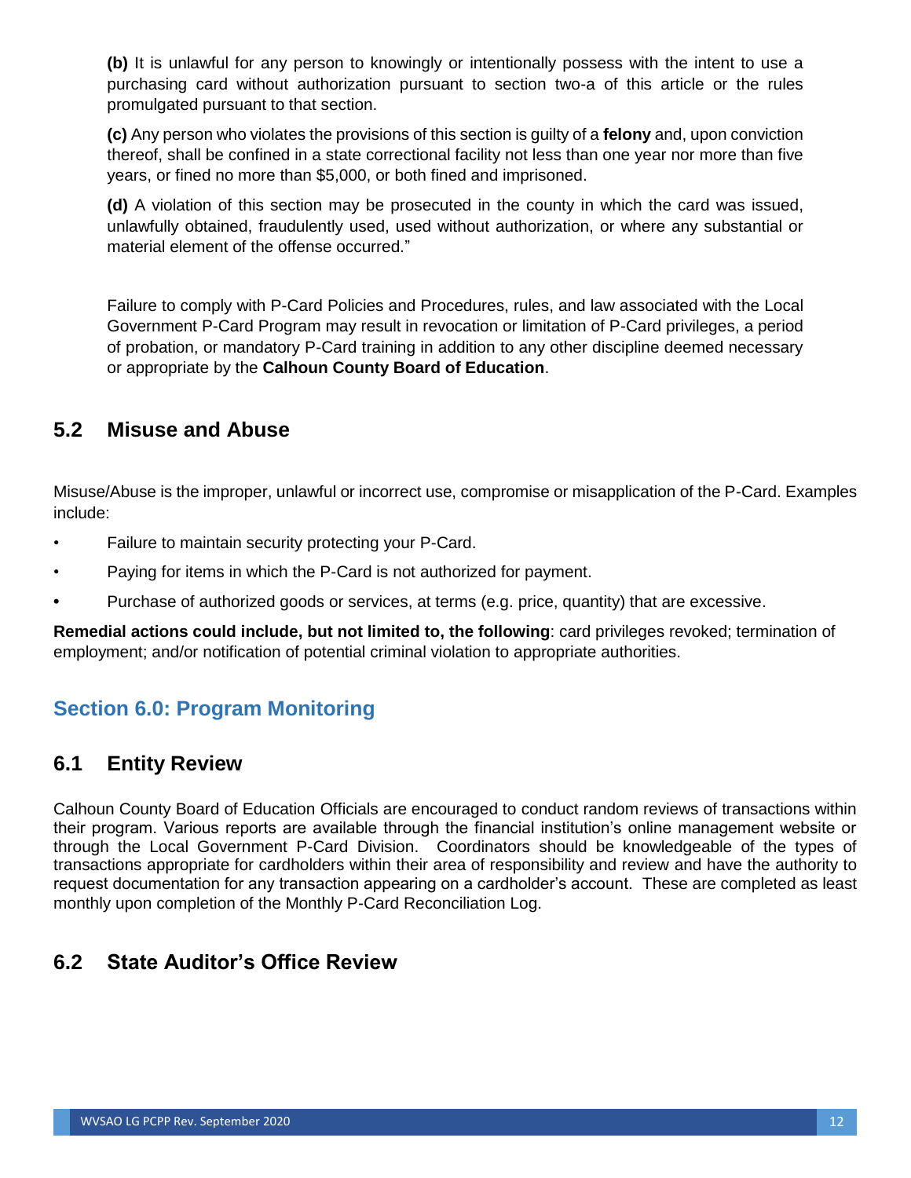**(b)** It is unlawful for any person to knowingly or intentionally possess with the intent to use a purchasing card without authorization pursuant to section two-a of this article or the rules promulgated pursuant to that section.

**(c)** Any person who violates the provisions of this section is guilty of a **felony** and, upon conviction thereof, shall be confined in a state correctional facility not less than one year nor more than five years, or fined no more than $5,000, or both fined and imprisoned.

**(d)** A violation of this section may be prosecuted in the county in which the card was issued, unlawfully obtained, fraudulently used, used without authorization, or where any substantial or material element of the offense occurred."

Failure to comply with P-Card Policies and Procedures, rules, and law associated with the Local Government P-Card Program may result in revocation or limitation of P-Card privileges, a period of probation, or mandatory P-Card training in addition to any other discipline deemed necessary or appropriate by the **Calhoun County Board of Education**.

## 5.2 Misuse and Abuse

Misuse/Abuse is the improper, unlawful or incorrect use, compromise or misapplication of the P-Card. Examples include:

- Failure to maintain security protecting your P-Card.
- Paying for items in which the P-Card is not authorized for payment.
- Purchase of authorized goods or services, at terms (e.g. price, quantity) that are excessive.

**Remedial actions could include, but not limited to, the following**: card privileges revoked; termination of employment; and/or notification of potential criminal violation to appropriate authorities.

# Section 6.0: Program Monitoring

## 6.1 Entity Review

Calhoun County Board of Education Officials are encouraged to conduct random reviews of transactions within their program. Various reports are available through the financial institution's online management website or through the Local Government P-Card Division. Coordinators should be knowledgeable of the types of transactions appropriate for cardholders within their area of responsibility and review and have the authority to request documentation for any transaction appearing on a cardholder's account. These are completed as least monthly upon completion of the Monthly P-Card Reconciliation Log.

## 6.2 State Auditor's Office Review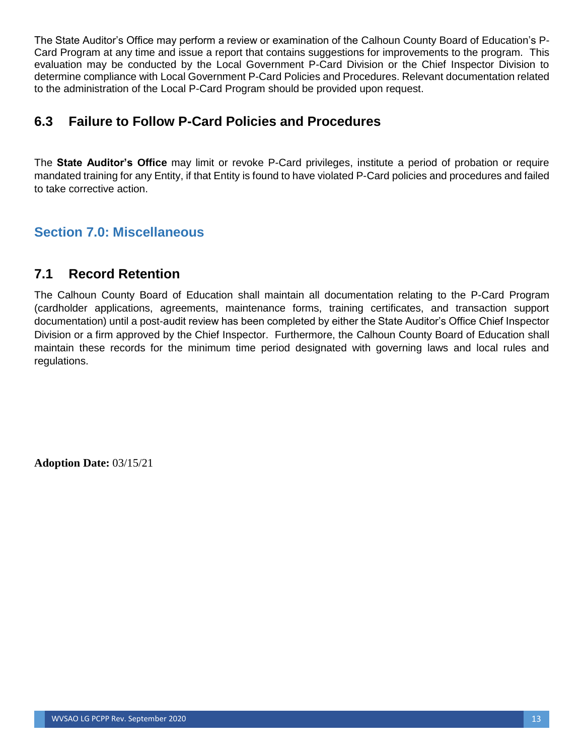The State Auditor's Office may perform a review or examination of the Calhoun County Board of Education's P-Card Program at any time and issue a report that contains suggestions for improvements to the program. This evaluation may be conducted by the Local Government P-Card Division or the Chief Inspector Division to determine compliance with Local Government P-Card Policies and Procedures. Relevant documentation related to the administration of the Local P-Card Program should be provided upon request.

### 6.3 Failure to Follow P-Card Policies and Procedures

The **State Auditor's Office** may limit or revoke P-Card privileges, institute a period of probation or require mandated training for any Entity, if that Entity is found to have violated P-Card policies and procedures and failed to take corrective action.

## Section 7.0: Miscellaneous

### 7.1 Record Retention

The Calhoun County Board of Education shall maintain all documentation relating to the P-Card Program (cardholder applications, agreements, maintenance forms, training certificates, and transaction support documentation) until a post-audit review has been completed by either the State Auditor's Office Chief Inspector Division or a firm approved by the Chief Inspector. Furthermore, the Calhoun County Board of Education shall maintain these records for the minimum time period designated with governing laws and local rules and regulations.

**Adoption Date:** 03/15/21